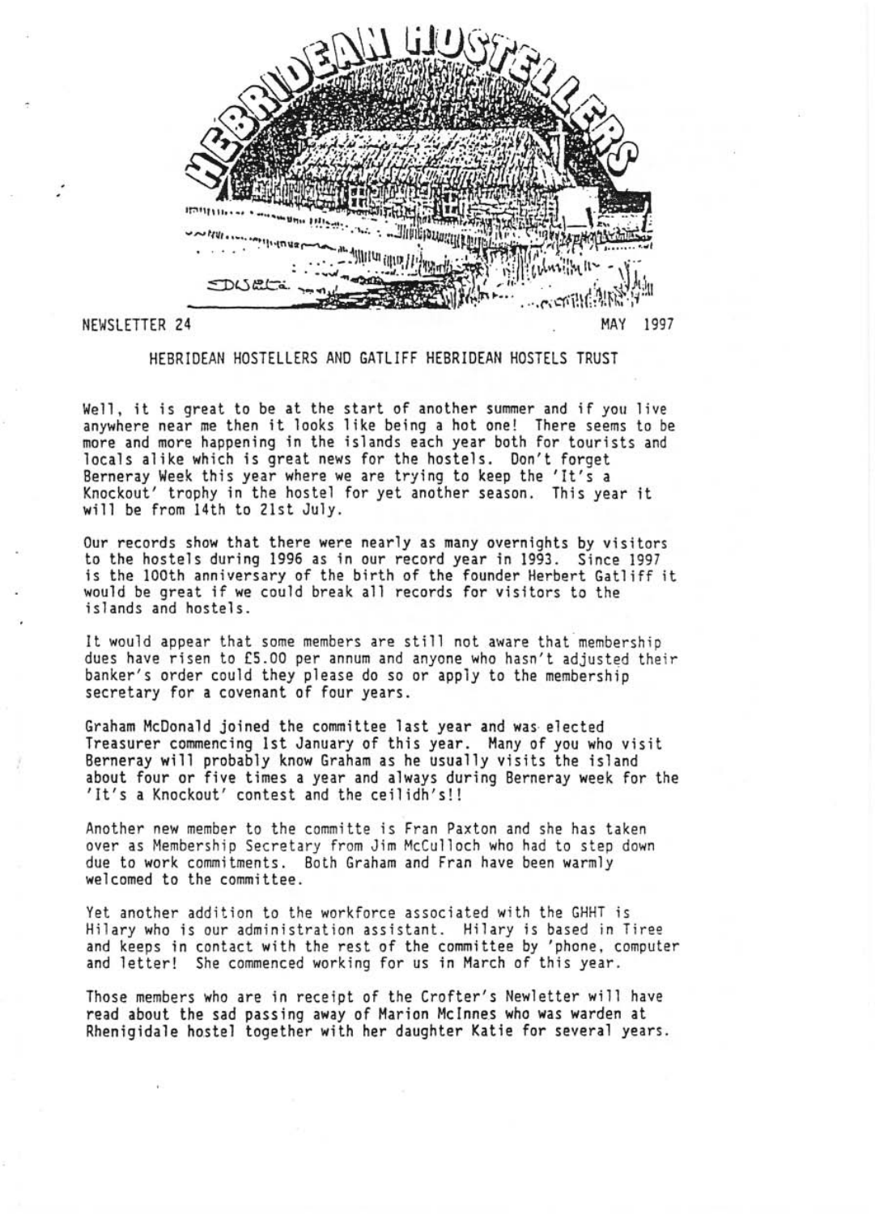# HEBRIDEAN HOSTELLERS

NEWSLETTER 24 MAY 1997

## HEBRIDEAN HOSTELLERS AND GATLIFF HEBRIDEAN HOSTELS TRUST

Well, it is great to be at the start of another summer and if you live anywhere near me then it looks like being a hot one! There seems to be more and more happening in the islands each year both for tourists and locals alike which is great news for the hostels. Don't forget Berneray Week this year where we are trying to keep the 'It's a Knockout' trophy in the hostel for yet another season. This year it will be from 14th to 21st July.

Our records show that there were nearly as many overnights by visitors to the hostels during 1996 as in our record year in 1993. Since 1997 is the 100th anniversary of the birth of the founder Herbert Gatliff it would be great if we could break all records for visitors to the islands and hostels.

It would appear that some members are still not aware that membership dues have risen to £5.00 per annum and anyone who hasn't adjusted their banker's order could they please do so or apply to the membership secretary for a covenant of four years.

Graham McDonald joined the committee last year and was elected Treasurer commencing 1st January of this year. Many of you who visit Berneray will probably know Graham as he usually visits the island about four or five times a year and always during Berneray week for the 'It's a Knockout' contest and the ceilidh's!!

Another new member to the committe is Fran Paxton and she has taken over as Membership Secretary from Jim McCulloch who had to step down due to work commitments. Both Graham and Fran have been warmly welcomed to the committee.

Yet another addition to the workforce associated with the GHHT is Hilary who is our administration assistant. Hilary is based in Tiree and keeps in contact with the rest of the committee by 'phone, computer and letter! She commenced working for us in March of this year.

Those members who are in receipt of the Crofter's Newletter will have read about the sad passing away of Marion McInnes who was warden at Rhenigidale hostel together with her daughter Katie for several years.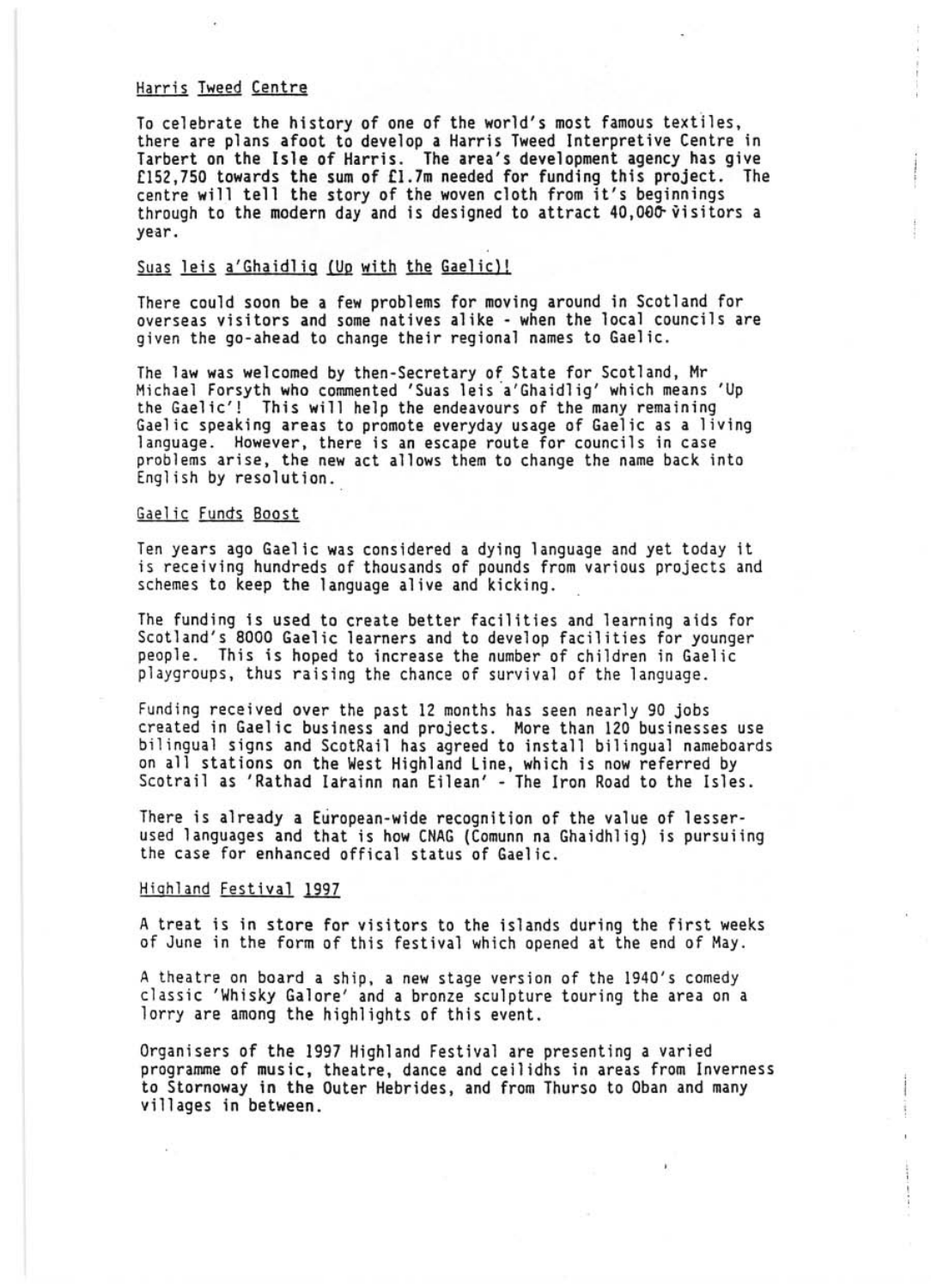## Harris Tweed Centre

To celebrate the history of one of the world's most famous textiles, there are plans afoot to develop a Harris Tweed Interpretive Centre in Tarbert on the Isle of Harris. The area's development agency has give £152,750 towards the sum of £1.7m needed for funding this project. The centre will tell the story of the woven cloth from it's beginnings through to the modern day and is designed to attract 40,000 visitors a year.

## Suas leis a'Ghaidlig (Up with the Gaelic)!

There could soon be a few problems for moving around in Scotland for overseas visitors and some natives alike - when the local councils are given the go-ahead to change their regional names to Gaelic.

The law was welcomed by then-Secretary of State for Scotland, Mr Michael Forsyth who commented 'Suas leis a'Ghaidlig' which means 'Up the Gaelic'! This will help the endeavours of the many remaining Gaelic speaking areas to promote everyday usage of Gaelic as a living language. However, there is an escape route for councils in case problems arise, the new act allows them to change the name back into English by resolution.

## Gaelic Funds Boost

Ten years ago Gaelic was considered a dying language and yet today it is receiving hundreds of thousands of pounds from various projects and schemes to keep the language alive and kicking.

The funding is used to create better facilities and learning aids for Scotland's 8000 Gaelic learners and to develop facilities for younger people. This is hoped to increase the number of children in Gaelic playgroups, thus raising the chance of survival of the language.

Funding received over the past 12 months has seen nearly 90 jobs created in Gaelic business and projects. More than 120 businesses use bilingual signs and ScotRail has agreed to install bilingual nameboards on all stations on the West Highland Line, which is now referred by Scotrail as 'Rathad Iarainn nan Eilean' - The Iron Road to the Isles.

There is already a European-wide recognition of the value of lesser-used languages and that is how CNAG (Comunn na Ghaidhlig) is pursuiing the case for enhanced offical status of Gaelic.

## Highland Festival 1997

A treat is in store for visitors to the islands during the first weeks of June in the form of this festival which opened at the end of May.

A theatre on board a ship, a new stage version of the 1940's comedy classic 'Whisky Galore' and a bronze sculpture touring the area on a lorry are among the highlights of this event.

Organisers of the 1997 Highland Festival are presenting a varied programme of music, theatre, dance and ceilidhs in areas from Inverness to Stornoway in the Outer Hebrides, and from Thurso to Oban and many villages in between.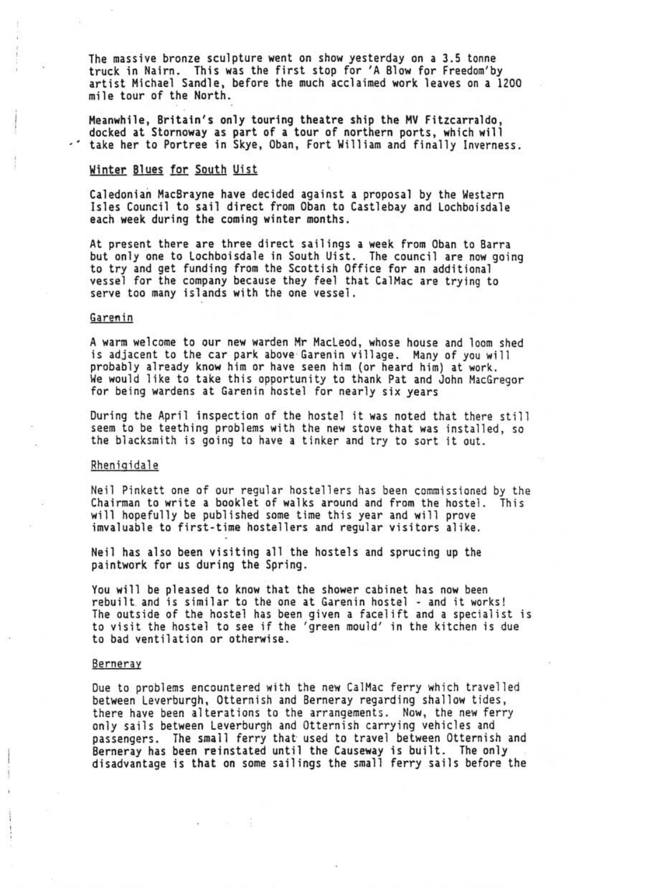The massive bronze sculpture went on show yesterday on a 3.5 tonne truck in Nairn. This was the first stop for 'A Blow for Freedom'by artist Michael Sandle, before the much acclaimed work leaves on a 1200 mile tour of the North.

Meanwhile, Britain's only touring theatre ship the MV Fitzcarraldo, docked at Stornoway as part of a tour of northern ports, which will take her to Portree in Skye, Oban, Fort William and finally Inverness.

## Winter Blues for South Uist

Caledonian MacBrayne have decided against a proposal by the Western Isles Council to sail direct from Oban to Castlebay and Lochboisdale each week during the coming winter months.

At present there are three direct sailings a week from Oban to Barra but only one to Lochboisdale in South Uist. The council are now going to try and get funding from the Scottish Office for an additional vessel for the company because they feel that CalMac are trying to serve too many islands with the one vessel.

## Garenin

A warm welcome to our new warden Mr MacLeod, whose house and loom shed is adjacent to the car park above Garenin village. Many of you will probably already know him or have seen him (or heard him) at work. We would like to take this opportunity to thank Pat and John MacGregor for being wardens at Garenin hostel for nearly six years

During the April inspection of the hostel it was noted that there still seem to be teething problems with the new stove that was installed, so the blacksmith is going to have a tinker and try to sort it out.

## Rheniqidale

Neil Pinkett one of our regular hostellers has been commissioned by the Chairman to write a booklet of walks around and from the hostel. This will hopefully be published some time this year and will prove imvaluable to first-time hostellers and regular visitors alike.

Neil has also been visiting all the hostels and sprucing up the paintwork for us during the Spring.

You will be pleased to know that the shower cabinet has now been rebuilt and is similar to the one at Garenin hostel - and it works! The outside of the hostel has been given a facelift and a specialist is to visit the hostel to see if the 'green mould' in the kitchen is due to bad ventilation or otherwise.

## Berneray

Due to problems encountered with the new CalMac ferry which travelled between Leverburgh, Otternish and Berneray regarding shallow tides, there have been alterations to the arrangements. Now, the new ferry only sails between Leverburgh and Otternish carrying vehicles and passengers. The small ferry that used to travel between Otternish and Berneray has been reinstated until the Causeway is built. The only disadvantage is that on some sailings the small ferry sails before the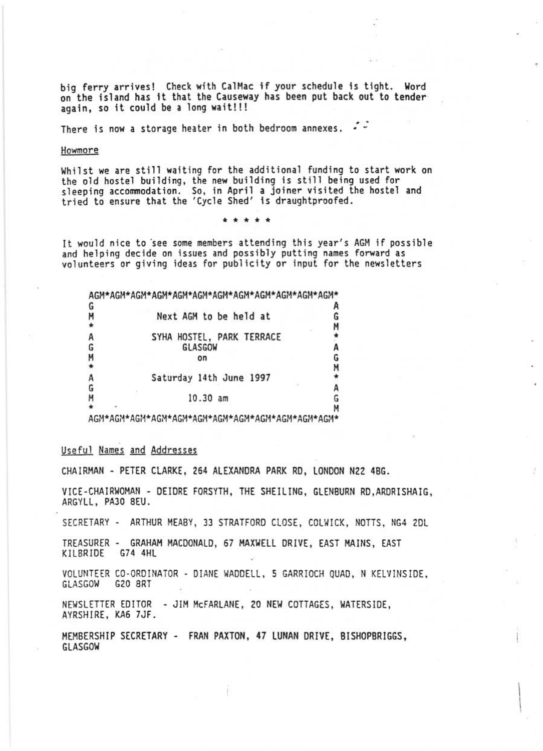big ferry arrives! Check with CalMac if your schedule is tight. Word on the island has it that the Causeway has been put back out to tender again, so it could be a long wait!!!

There is now a storage heater in both bedroom annexes.

### Howmore

Whilst we are still waiting for the additional funding to start work on the old hostel building, the new building is still being used for sleeping accommodation. So, in April a joiner visited the hostel and tried to ensure that the 'Cycle Shed' is draughtproofed.

\* \* \* \* \*

It would nice to see some members attending this year's AGM if possible and helping decide on issues and possibly putting names forward as volunteers or giving ideas for publicity or input for the newsletters

AGM*AGM*AGM*AGM*AGM*AGM*AGM*AGM*AGM*AGM*AGM*AGM*

**Next AGM to be held at**

**SYHA HOSTEL, PARK TERRACE**
**GLASGOW**
**on**

**Saturday 14th June 1997**

**10.30 am**

AGM*AGM*AGM*AGM*AGM*AGM*AGM*AGM*AGM*AGM*AGM*AGM*

### Useful Names and Addresses

CHAIRMAN - PETER CLARKE, 264 ALEXANDRA PARK RD, LONDON N22 4BG.

VICE-CHAIRWOMAN - DEIDRE FORSYTH, THE SHEILING, GLENBURN RD, ARDRISHAIG, ARGYLL, PA30 8EU.

SECRETARY - ARTHUR MEABY, 33 STRATFORD CLOSE, COLWICK, NOTTS, NG4 2DL

TREASURER - GRAHAM MACDONALD, 67 MAXWELL DRIVE, EAST MAINS, EAST KILBRIDE G74 4HL

VOLUNTEER CO-ORDINATOR - DIANE WADDELL, 5 GARRIOCH QUAD, N KELVINSIDE, GLASGOW G20 8RT

NEWSLETTER EDITOR - JIM McFARLANE, 20 NEW COTTAGES, WATERSIDE, AYRSHIRE, KA6 7JF.

MEMBERSHIP SECRETARY - FRAN PAXTON, 47 LUNAN DRIVE, BISHOPBRIGGS, GLASGOW